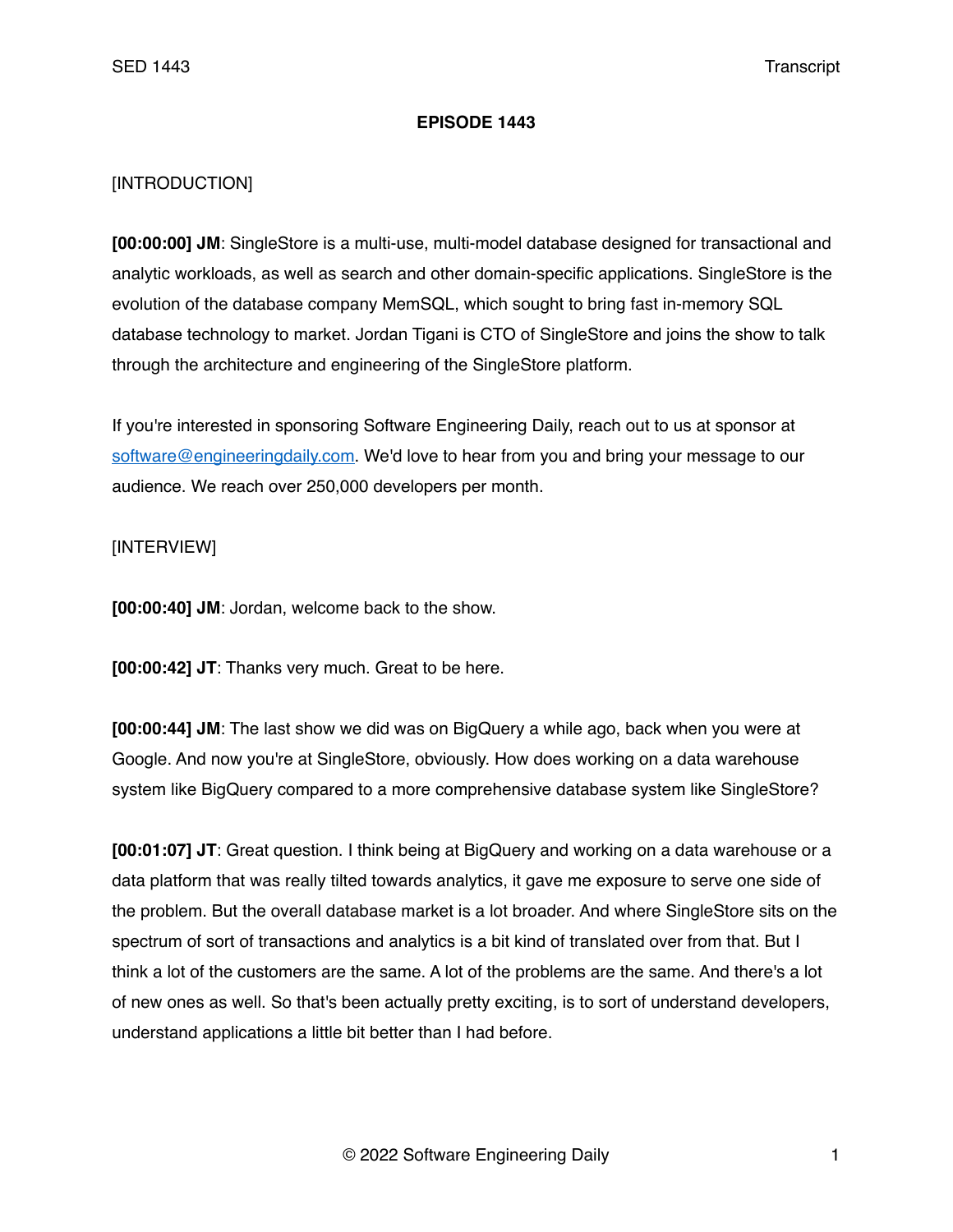# EPISODE 1443

[INTRODUCTION]

**[00:00:00] JM**: SingleStore is a multi-use, multi-model database designed for transactional and analytic workloads, as well as search and other domain-specific applications. SingleStore is the evolution of the database company MemSQL, which sought to bring fast in-memory SQL database technology to market. Jordan Tigani is CTO of SingleStore and joins the show to talk through the architecture and engineering of the SingleStore platform.

If you're interested in sponsoring Software Engineering Daily, reach out to us at sponsor at software@engineeringdaily.com. We'd love to hear from you and bring your message to our audience. We reach over 250,000 developers per month.

[INTERVIEW]

**[00:00:40] JM**: Jordan, welcome back to the show.

**[00:00:42] JT**: Thanks very much. Great to be here.

**[00:00:44] JM**: The last show we did was on BigQuery a while ago, back when you were at Google. And now you're at SingleStore, obviously. How does working on a data warehouse system like BigQuery compared to a more comprehensive database system like SingleStore?

**[00:01:07] JT**: Great question. I think being at BigQuery and working on a data warehouse or a data platform that was really tilted towards analytics, it gave me exposure to serve one side of the problem. But the overall database market is a lot broader. And where SingleStore sits on the spectrum of sort of transactions and analytics is a bit kind of translated over from that. But I think a lot of the customers are the same. A lot of the problems are the same. And there's a lot of new ones as well. So that's been actually pretty exciting, is to sort of understand developers, understand applications a little bit better than I had before.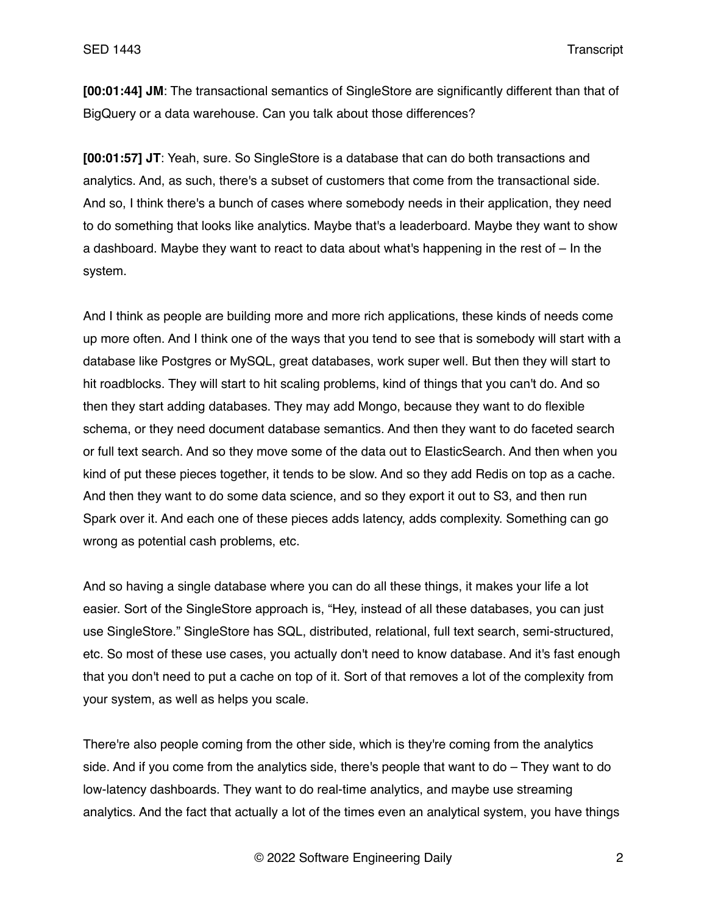**[00:01:44] JM**: The transactional semantics of SingleStore are significantly different than that of BigQuery or a data warehouse. Can you talk about those differences?

**[00:01:57] JT**: Yeah, sure. So SingleStore is a database that can do both transactions and analytics. And, as such, there's a subset of customers that come from the transactional side. And so, I think there's a bunch of cases where somebody needs in their application, they need to do something that looks like analytics. Maybe that's a leaderboard. Maybe they want to show a dashboard. Maybe they want to react to data about what's happening in the rest of – In the system.

And I think as people are building more and more rich applications, these kinds of needs come up more often. And I think one of the ways that you tend to see that is somebody will start with a database like Postgres or MySQL, great databases, work super well. But then they will start to hit roadblocks. They will start to hit scaling problems, kind of things that you can't do. And so then they start adding databases. They may add Mongo, because they want to do flexible schema, or they need document database semantics. And then they want to do faceted search or full text search. And so they move some of the data out to ElasticSearch. And then when you kind of put these pieces together, it tends to be slow. And so they add Redis on top as a cache. And then they want to do some data science, and so they export it out to S3, and then run Spark over it. And each one of these pieces adds latency, adds complexity. Something can go wrong as potential cash problems, etc.

And so having a single database where you can do all these things, it makes your life a lot easier. Sort of the SingleStore approach is, "Hey, instead of all these databases, you can just use SingleStore." SingleStore has SQL, distributed, relational, full text search, semi-structured, etc. So most of these use cases, you actually don't need to know database. And it's fast enough that you don't need to put a cache on top of it. Sort of that removes a lot of the complexity from your system, as well as helps you scale.

There're also people coming from the other side, which is they're coming from the analytics side. And if you come from the analytics side, there's people that want to do – They want to do low-latency dashboards. They want to do real-time analytics, and maybe use streaming analytics. And the fact that actually a lot of the times even an analytical system, you have things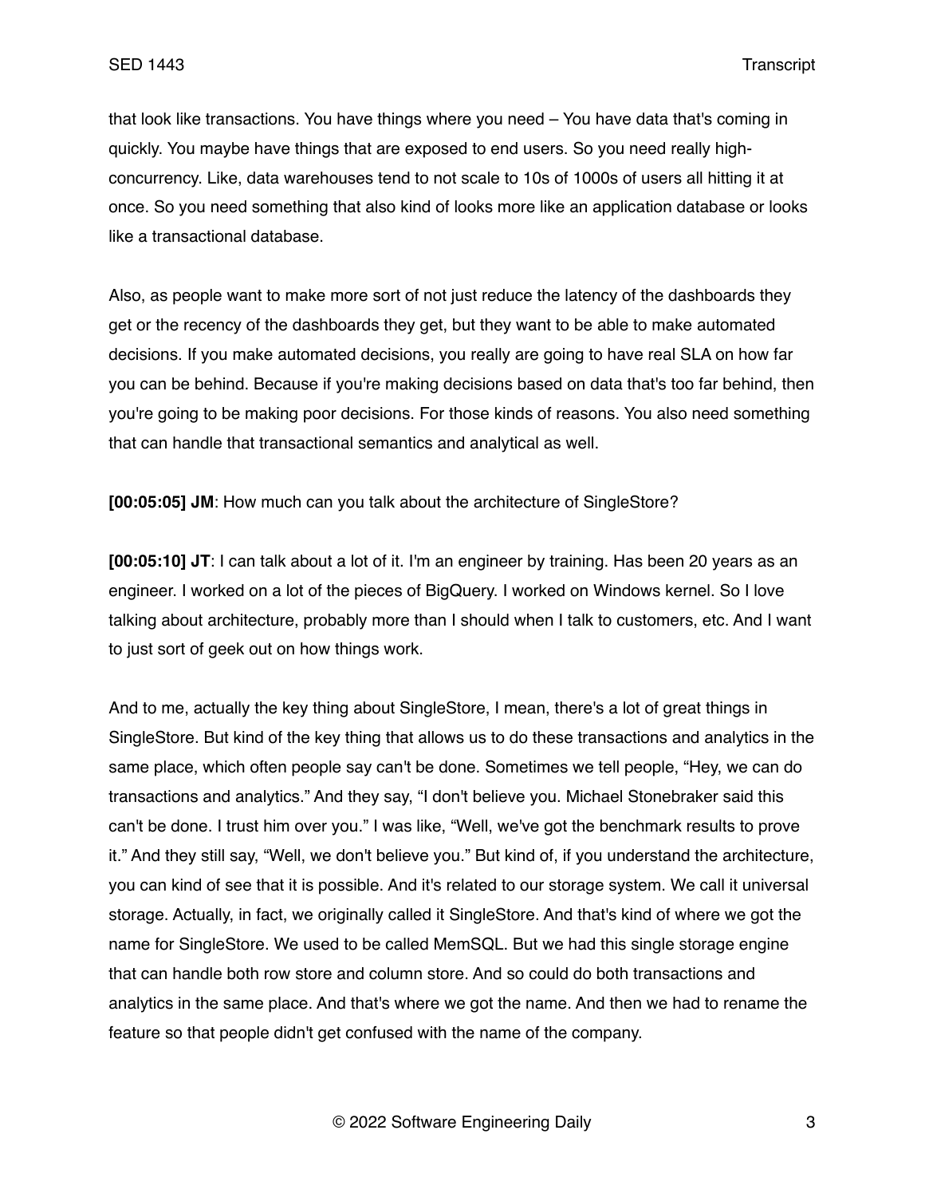that look like transactions. You have things where you need – You have data that's coming in quickly. You maybe have things that are exposed to end users. So you need really high-concurrency. Like, data warehouses tend to not scale to 10s of 1000s of users all hitting it at once. So you need something that also kind of looks more like an application database or looks like a transactional database.

Also, as people want to make more sort of not just reduce the latency of the dashboards they get or the recency of the dashboards they get, but they want to be able to make automated decisions. If you make automated decisions, you really are going to have real SLA on how far you can be behind. Because if you're making decisions based on data that's too far behind, then you're going to be making poor decisions. For those kinds of reasons. You also need something that can handle that transactional semantics and analytical as well.

**[00:05:05] JM**: How much can you talk about the architecture of SingleStore?

**[00:05:10] JT**: I can talk about a lot of it. I'm an engineer by training. Has been 20 years as an engineer. I worked on a lot of the pieces of BigQuery. I worked on Windows kernel. So I love talking about architecture, probably more than I should when I talk to customers, etc. And I want to just sort of geek out on how things work.

And to me, actually the key thing about SingleStore, I mean, there's a lot of great things in SingleStore. But kind of the key thing that allows us to do these transactions and analytics in the same place, which often people say can't be done. Sometimes we tell people, "Hey, we can do transactions and analytics." And they say, "I don't believe you. Michael Stonebraker said this can't be done. I trust him over you." I was like, "Well, we've got the benchmark results to prove it." And they still say, "Well, we don't believe you." But kind of, if you understand the architecture, you can kind of see that it is possible. And it's related to our storage system. We call it universal storage. Actually, in fact, we originally called it SingleStore. And that's kind of where we got the name for SingleStore. We used to be called MemSQL. But we had this single storage engine that can handle both row store and column store. And so could do both transactions and analytics in the same place. And that's where we got the name. And then we had to rename the feature so that people didn't get confused with the name of the company.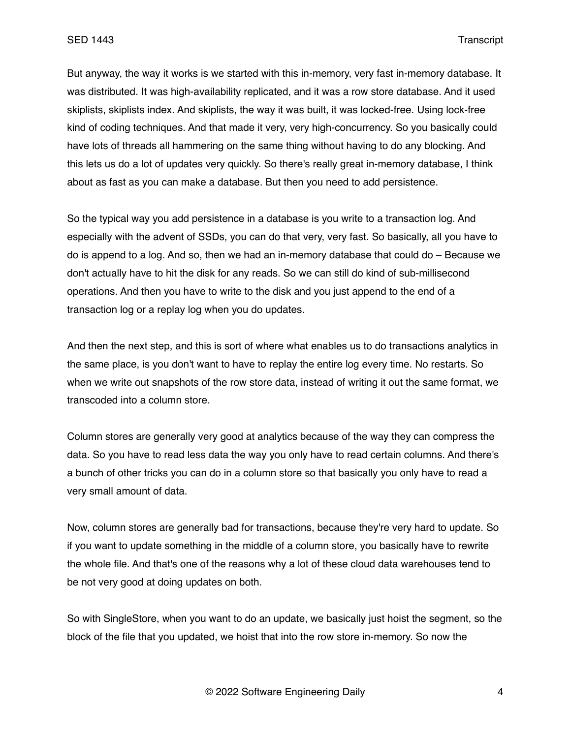But anyway, the way it works is we started with this in-memory, very fast in-memory database. It was distributed. It was high-availability replicated, and it was a row store database. And it used skiplists, skiplists index. And skiplists, the way it was built, it was locked-free. Using lock-free kind of coding techniques. And that made it very, very high-concurrency. So you basically could have lots of threads all hammering on the same thing without having to do any blocking. And this lets us do a lot of updates very quickly. So there's really great in-memory database, I think about as fast as you can make a database. But then you need to add persistence.

So the typical way you add persistence in a database is you write to a transaction log. And especially with the advent of SSDs, you can do that very, very fast. So basically, all you have to do is append to a log. And so, then we had an in-memory database that could do – Because we don't actually have to hit the disk for any reads. So we can still do kind of sub-millisecond operations. And then you have to write to the disk and you just append to the end of a transaction log or a replay log when you do updates.

And then the next step, and this is sort of where what enables us to do transactions analytics in the same place, is you don't want to have to replay the entire log every time. No restarts. So when we write out snapshots of the row store data, instead of writing it out the same format, we transcoded into a column store.

Column stores are generally very good at analytics because of the way they can compress the data. So you have to read less data the way you only have to read certain columns. And there's a bunch of other tricks you can do in a column store so that basically you only have to read a very small amount of data.

Now, column stores are generally bad for transactions, because they're very hard to update. So if you want to update something in the middle of a column store, you basically have to rewrite the whole file. And that's one of the reasons why a lot of these cloud data warehouses tend to be not very good at doing updates on both.

So with SingleStore, when you want to do an update, we basically just hoist the segment, so the block of the file that you updated, we hoist that into the row store in-memory. So now the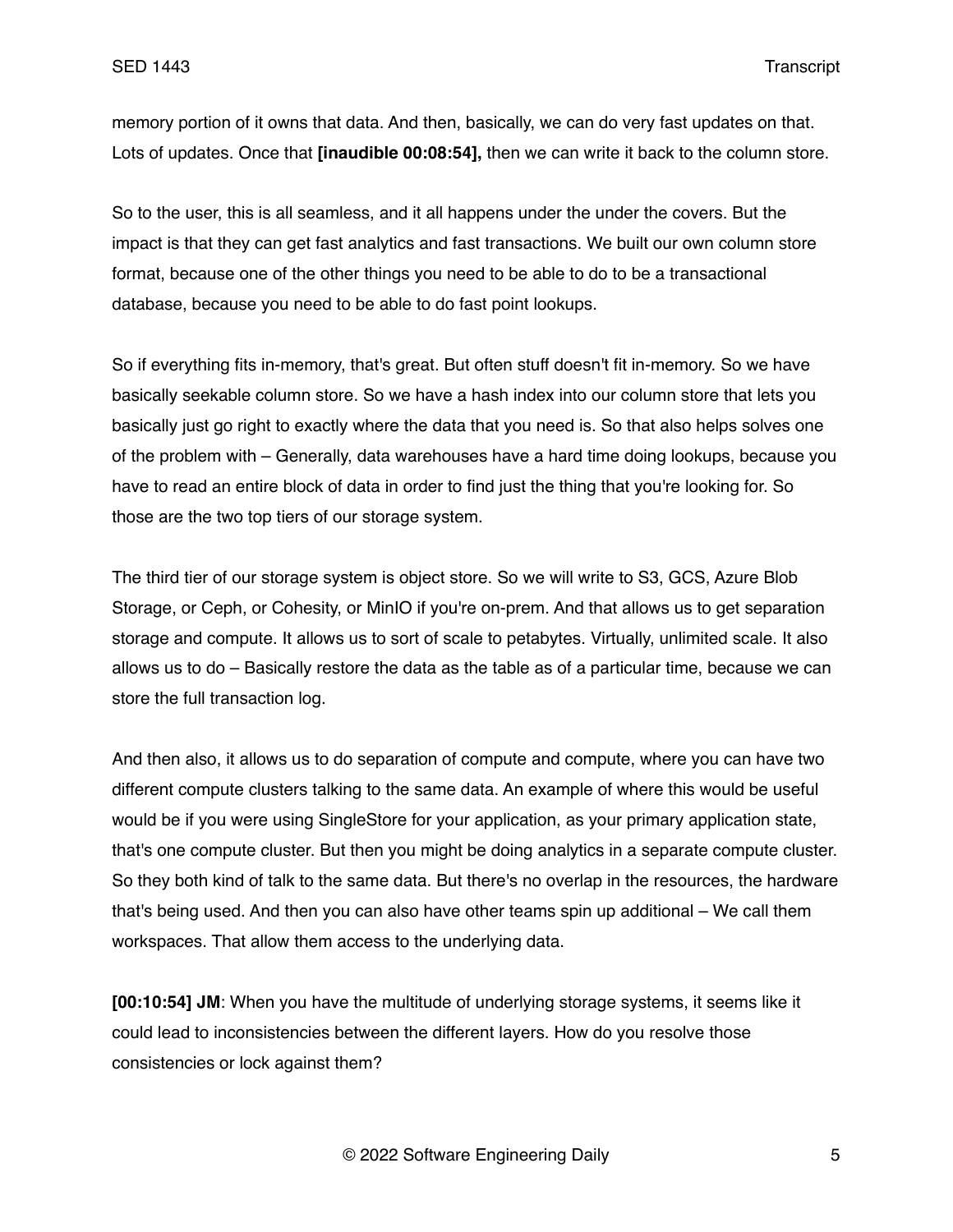memory portion of it owns that data. And then, basically, we can do very fast updates on that. Lots of updates. Once that **[inaudible 00:08:54],** then we can write it back to the column store.

So to the user, this is all seamless, and it all happens under the under the covers. But the impact is that they can get fast analytics and fast transactions. We built our own column store format, because one of the other things you need to be able to do to be a transactional database, because you need to be able to do fast point lookups.

So if everything fits in-memory, that's great. But often stuff doesn't fit in-memory. So we have basically seekable column store. So we have a hash index into our column store that lets you basically just go right to exactly where the data that you need is. So that also helps solves one of the problem with – Generally, data warehouses have a hard time doing lookups, because you have to read an entire block of data in order to find just the thing that you're looking for. So those are the two top tiers of our storage system.

The third tier of our storage system is object store. So we will write to S3, GCS, Azure Blob Storage, or Ceph, or Cohesity, or MinIO if you're on-prem. And that allows us to get separation storage and compute. It allows us to sort of scale to petabytes. Virtually, unlimited scale. It also allows us to do – Basically restore the data as the table as of a particular time, because we can store the full transaction log.

And then also, it allows us to do separation of compute and compute, where you can have two different compute clusters talking to the same data. An example of where this would be useful would be if you were using SingleStore for your application, as your primary application state, that's one compute cluster. But then you might be doing analytics in a separate compute cluster. So they both kind of talk to the same data. But there's no overlap in the resources, the hardware that's being used. And then you can also have other teams spin up additional – We call them workspaces. That allow them access to the underlying data.

**[00:10:54] JM**: When you have the multitude of underlying storage systems, it seems like it could lead to inconsistencies between the different layers. How do you resolve those consistencies or lock against them?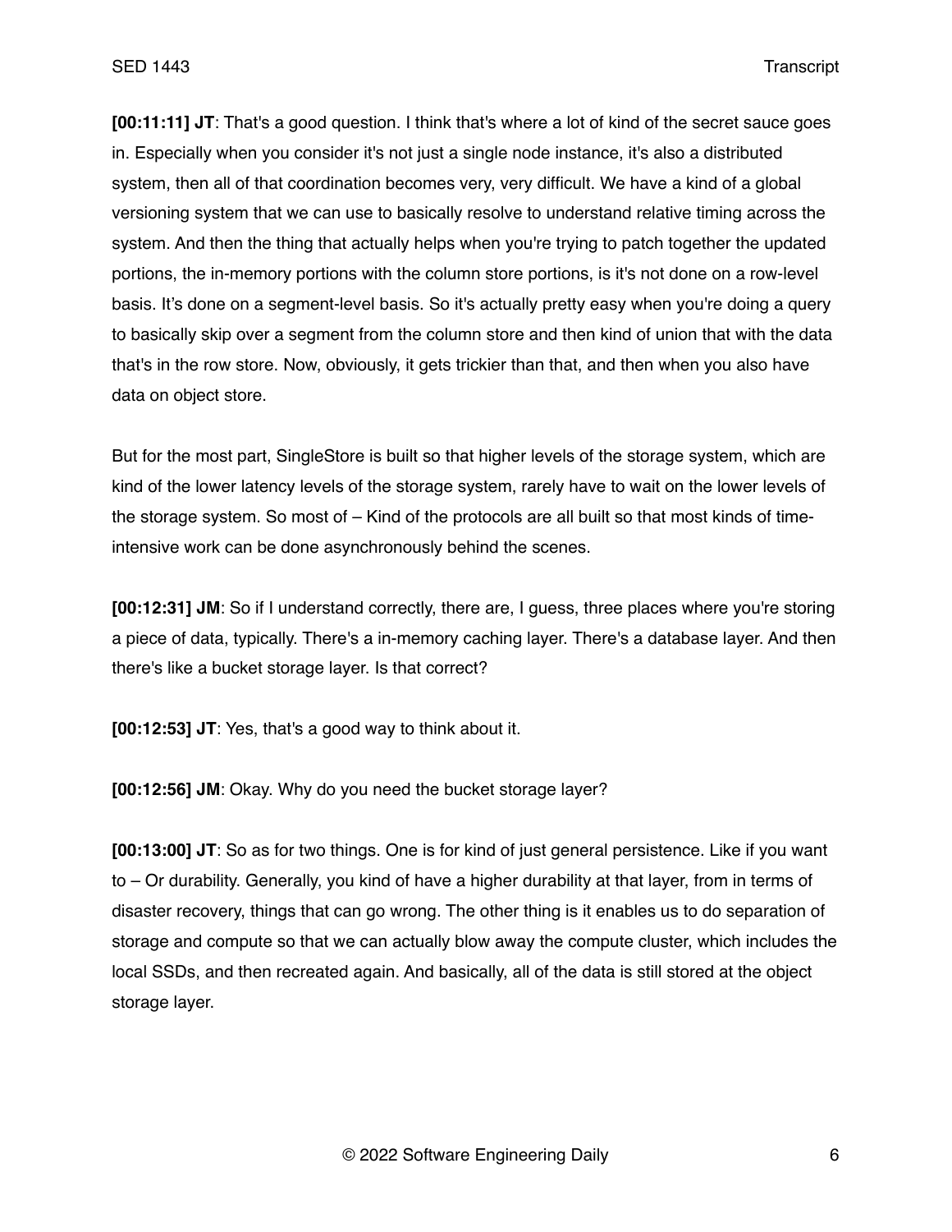**[00:11:11] JT**: That's a good question. I think that's where a lot of kind of the secret sauce goes in. Especially when you consider it's not just a single node instance, it's also a distributed system, then all of that coordination becomes very, very difficult. We have a kind of a global versioning system that we can use to basically resolve to understand relative timing across the system. And then the thing that actually helps when you're trying to patch together the updated portions, the in-memory portions with the column store portions, is it's not done on a row-level basis. It's done on a segment-level basis. So it's actually pretty easy when you're doing a query to basically skip over a segment from the column store and then kind of union that with the data that's in the row store. Now, obviously, it gets trickier than that, and then when you also have data on object store.

But for the most part, SingleStore is built so that higher levels of the storage system, which are kind of the lower latency levels of the storage system, rarely have to wait on the lower levels of the storage system. So most of – Kind of the protocols are all built so that most kinds of time-intensive work can be done asynchronously behind the scenes.

**[00:12:31] JM**: So if I understand correctly, there are, I guess, three places where you're storing a piece of data, typically. There's a in-memory caching layer. There's a database layer. And then there's like a bucket storage layer. Is that correct?

**[00:12:53] JT**: Yes, that's a good way to think about it.

**[00:12:56] JM**: Okay. Why do you need the bucket storage layer?

**[00:13:00] JT**: So as for two things. One is for kind of just general persistence. Like if you want to – Or durability. Generally, you kind of have a higher durability at that layer, from in terms of disaster recovery, things that can go wrong. The other thing is it enables us to do separation of storage and compute so that we can actually blow away the compute cluster, which includes the local SSDs, and then recreated again. And basically, all of the data is still stored at the object storage layer.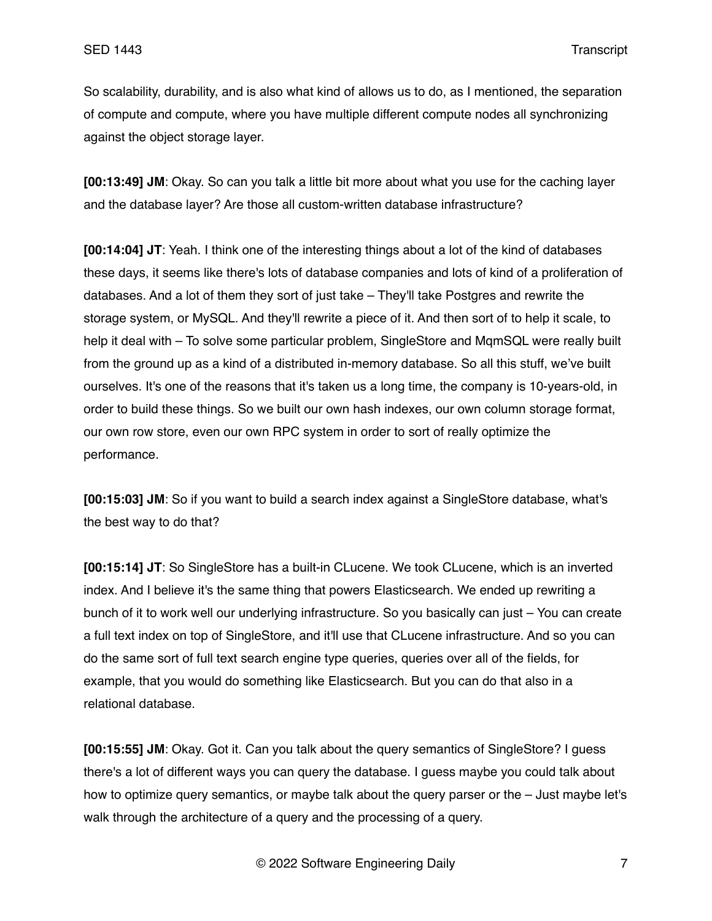So scalability, durability, and is also what kind of allows us to do, as I mentioned, the separation of compute and compute, where you have multiple different compute nodes all synchronizing against the object storage layer.

**[00:13:49] JM**: Okay. So can you talk a little bit more about what you use for the caching layer and the database layer? Are those all custom-written database infrastructure?

**[00:14:04] JT**: Yeah. I think one of the interesting things about a lot of the kind of databases these days, it seems like there's lots of database companies and lots of kind of a proliferation of databases. And a lot of them they sort of just take – They'll take Postgres and rewrite the storage system, or MySQL. And they'll rewrite a piece of it. And then sort of to help it scale, to help it deal with – To solve some particular problem, SingleStore and MqmSQL were really built from the ground up as a kind of a distributed in-memory database. So all this stuff, we've built ourselves. It's one of the reasons that it's taken us a long time, the company is 10-years-old, in order to build these things. So we built our own hash indexes, our own column storage format, our own row store, even our own RPC system in order to sort of really optimize the performance.

**[00:15:03] JM**: So if you want to build a search index against a SingleStore database, what's the best way to do that?

**[00:15:14] JT**: So SingleStore has a built-in CLucene. We took CLucene, which is an inverted index. And I believe it's the same thing that powers Elasticsearch. We ended up rewriting a bunch of it to work well our underlying infrastructure. So you basically can just – You can create a full text index on top of SingleStore, and it'll use that CLucene infrastructure. And so you can do the same sort of full text search engine type queries, queries over all of the fields, for example, that you would do something like Elasticsearch. But you can do that also in a relational database.

**[00:15:55] JM**: Okay. Got it. Can you talk about the query semantics of SingleStore? I guess there's a lot of different ways you can query the database. I guess maybe you could talk about how to optimize query semantics, or maybe talk about the query parser or the – Just maybe let's walk through the architecture of a query and the processing of a query.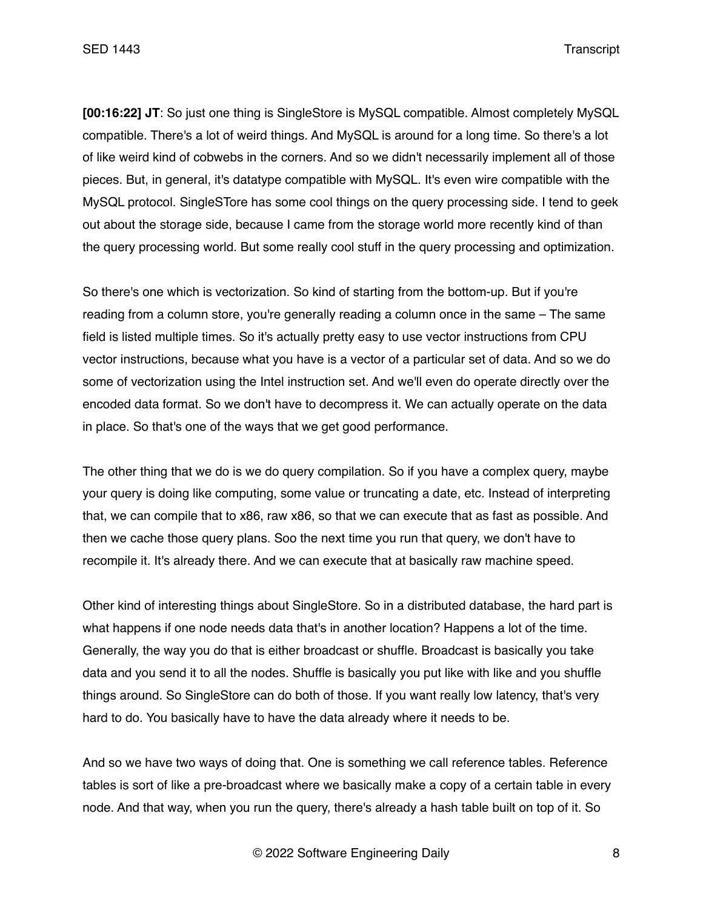**[00:16:22] JT**: So just one thing is SingleStore is MySQL compatible. Almost completely MySQL compatible. There's a lot of weird things. And MySQL is around for a long time. So there's a lot of like weird kind of cobwebs in the corners. And so we didn't necessarily implement all of those pieces. But, in general, it's datatype compatible with MySQL. It's even wire compatible with the MySQL protocol. SingleSTore has some cool things on the query processing side. I tend to geek out about the storage side, because I came from the storage world more recently kind of than the query processing world. But some really cool stuff in the query processing and optimization.

So there's one which is vectorization. So kind of starting from the bottom-up. But if you're reading from a column store, you're generally reading a column once in the same – The same field is listed multiple times. So it's actually pretty easy to use vector instructions from CPU vector instructions, because what you have is a vector of a particular set of data. And so we do some of vectorization using the Intel instruction set. And we'll even do operate directly over the encoded data format. So we don't have to decompress it. We can actually operate on the data in place. So that's one of the ways that we get good performance.

The other thing that we do is we do query compilation. So if you have a complex query, maybe your query is doing like computing, some value or truncating a date, etc. Instead of interpreting that, we can compile that to x86, raw x86, so that we can execute that as fast as possible. And then we cache those query plans. Soo the next time you run that query, we don't have to recompile it. It's already there. And we can execute that at basically raw machine speed.

Other kind of interesting things about SingleStore. So in a distributed database, the hard part is what happens if one node needs data that's in another location? Happens a lot of the time. Generally, the way you do that is either broadcast or shuffle. Broadcast is basically you take data and you send it to all the nodes. Shuffle is basically you put like with like and you shuffle things around. So SingleStore can do both of those. If you want really low latency, that's very hard to do. You basically have to have the data already where it needs to be.

And so we have two ways of doing that. One is something we call reference tables. Reference tables is sort of like a pre-broadcast where we basically make a copy of a certain table in every node. And that way, when you run the query, there's already a hash table built on top of it. So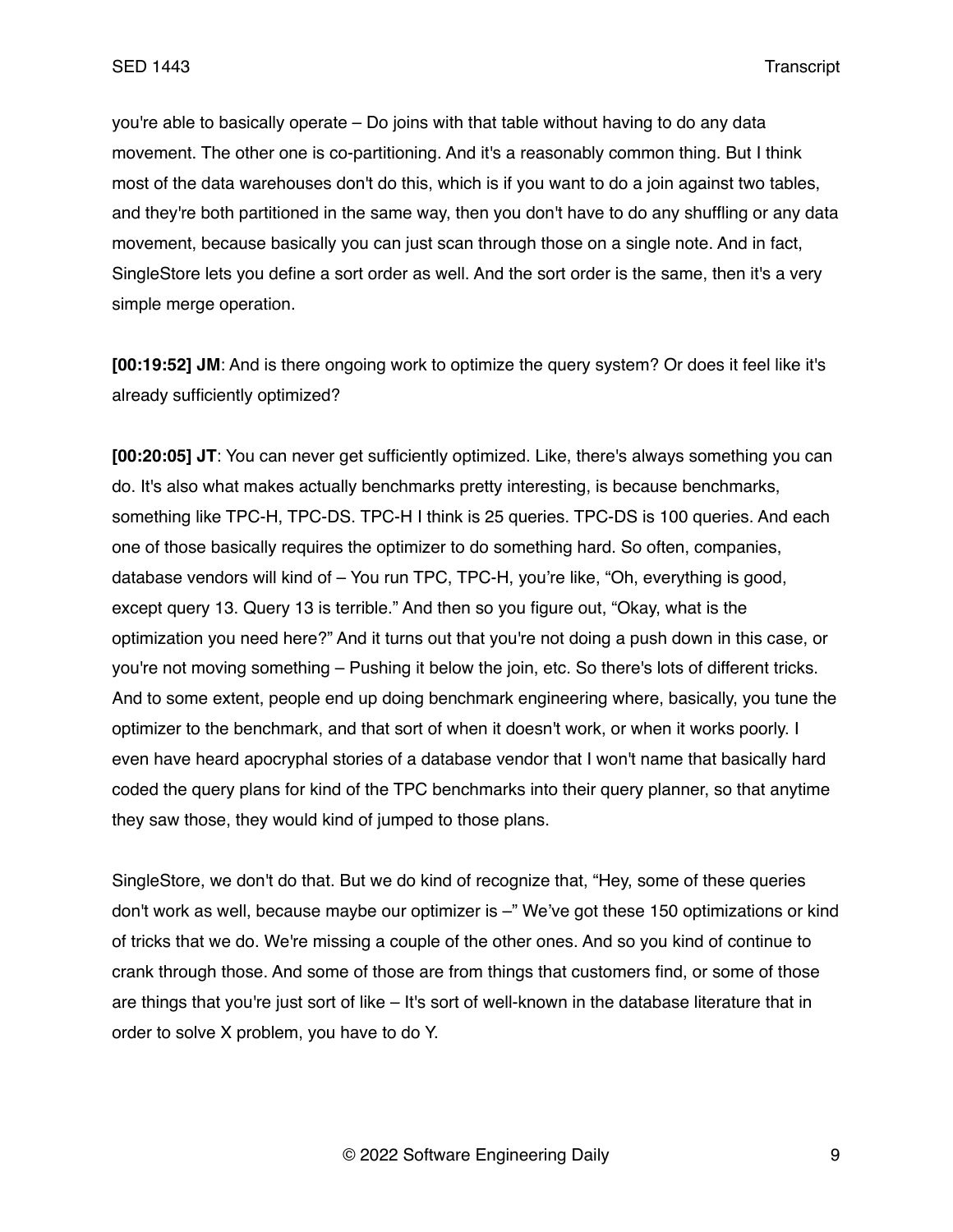you're able to basically operate – Do joins with that table without having to do any data movement. The other one is co-partitioning. And it's a reasonably common thing. But I think most of the data warehouses don't do this, which is if you want to do a join against two tables, and they're both partitioned in the same way, then you don't have to do any shuffling or any data movement, because basically you can just scan through those on a single note. And in fact, SingleStore lets you define a sort order as well. And the sort order is the same, then it's a very simple merge operation.

**[00:19:52] JM**: And is there ongoing work to optimize the query system? Or does it feel like it's already sufficiently optimized?

**[00:20:05] JT**: You can never get sufficiently optimized. Like, there's always something you can do. It's also what makes actually benchmarks pretty interesting, is because benchmarks, something like TPC-H, TPC-DS. TPC-H I think is 25 queries. TPC-DS is 100 queries. And each one of those basically requires the optimizer to do something hard. So often, companies, database vendors will kind of – You run TPC, TPC-H, you're like, "Oh, everything is good, except query 13. Query 13 is terrible." And then so you figure out, "Okay, what is the optimization you need here?" And it turns out that you're not doing a push down in this case, or you're not moving something – Pushing it below the join, etc. So there's lots of different tricks. And to some extent, people end up doing benchmark engineering where, basically, you tune the optimizer to the benchmark, and that sort of when it doesn't work, or when it works poorly. I even have heard apocryphal stories of a database vendor that I won't name that basically hard coded the query plans for kind of the TPC benchmarks into their query planner, so that anytime they saw those, they would kind of jumped to those plans.

SingleStore, we don't do that. But we do kind of recognize that, "Hey, some of these queries don't work as well, because maybe our optimizer is –" We've got these 150 optimizations or kind of tricks that we do. We're missing a couple of the other ones. And so you kind of continue to crank through those. And some of those are from things that customers find, or some of those are things that you're just sort of like – It's sort of well-known in the database literature that in order to solve X problem, you have to do Y.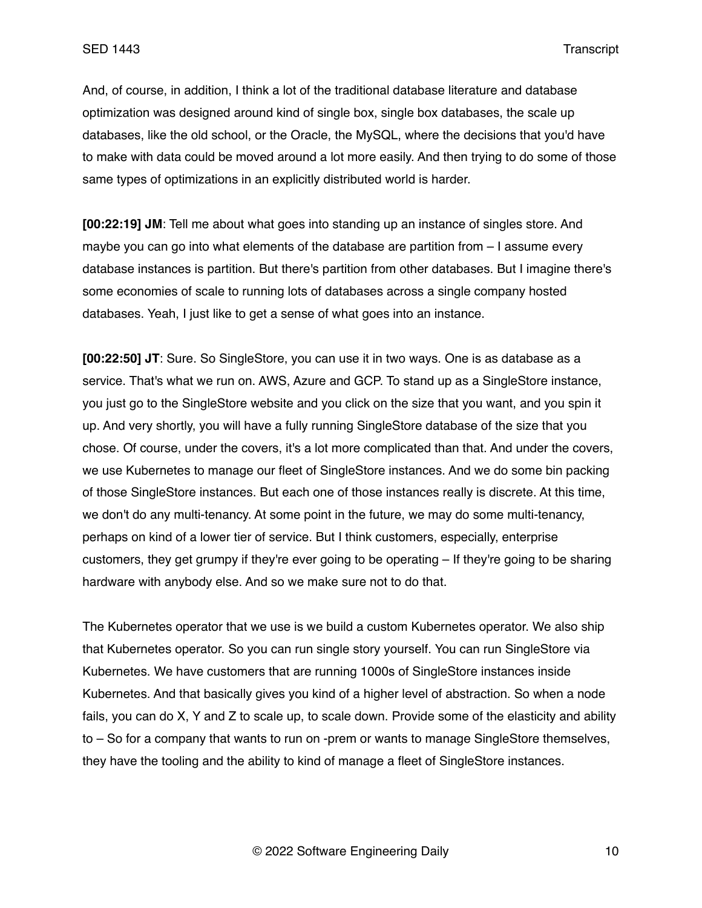And, of course, in addition, I think a lot of the traditional database literature and database optimization was designed around kind of single box, single box databases, the scale up databases, like the old school, or the Oracle, the MySQL, where the decisions that you'd have to make with data could be moved around a lot more easily. And then trying to do some of those same types of optimizations in an explicitly distributed world is harder.

**[00:22:19] JM**: Tell me about what goes into standing up an instance of singles store. And maybe you can go into what elements of the database are partition from – I assume every database instances is partition. But there's partition from other databases. But I imagine there's some economies of scale to running lots of databases across a single company hosted databases. Yeah, I just like to get a sense of what goes into an instance.

**[00:22:50] JT**: Sure. So SingleStore, you can use it in two ways. One is as database as a service. That's what we run on. AWS, Azure and GCP. To stand up as a SingleStore instance, you just go to the SingleStore website and you click on the size that you want, and you spin it up. And very shortly, you will have a fully running SingleStore database of the size that you chose. Of course, under the covers, it's a lot more complicated than that. And under the covers, we use Kubernetes to manage our fleet of SingleStore instances. And we do some bin packing of those SingleStore instances. But each one of those instances really is discrete. At this time, we don't do any multi-tenancy. At some point in the future, we may do some multi-tenancy, perhaps on kind of a lower tier of service. But I think customers, especially, enterprise customers, they get grumpy if they're ever going to be operating – If they're going to be sharing hardware with anybody else. And so we make sure not to do that.

The Kubernetes operator that we use is we build a custom Kubernetes operator. We also ship that Kubernetes operator. So you can run single story yourself. You can run SingleStore via Kubernetes. We have customers that are running 1000s of SingleStore instances inside Kubernetes. And that basically gives you kind of a higher level of abstraction. So when a node fails, you can do X, Y and Z to scale up, to scale down. Provide some of the elasticity and ability to – So for a company that wants to run on -prem or wants to manage SingleStore themselves, they have the tooling and the ability to kind of manage a fleet of SingleStore instances.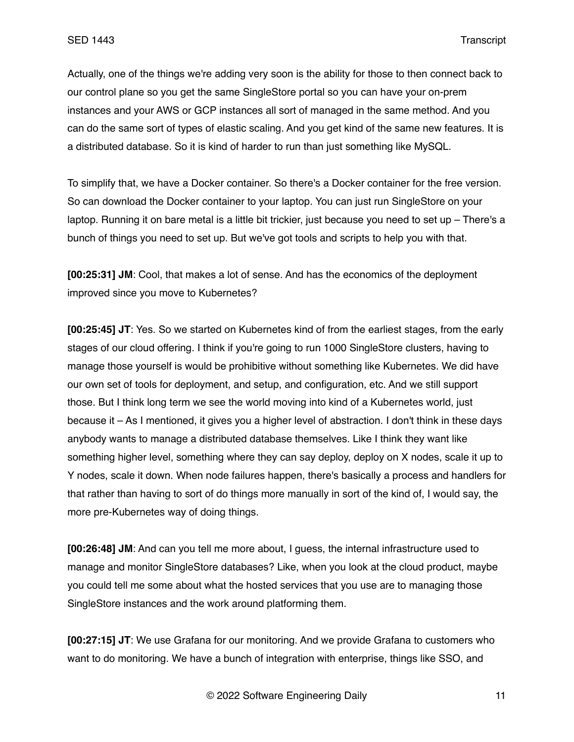Actually, one of the things we're adding very soon is the ability for those to then connect back to our control plane so you get the same SingleStore portal so you can have your on-prem instances and your AWS or GCP instances all sort of managed in the same method. And you can do the same sort of types of elastic scaling. And you get kind of the same new features. It is a distributed database. So it is kind of harder to run than just something like MySQL.

To simplify that, we have a Docker container. So there's a Docker container for the free version. So can download the Docker container to your laptop. You can just run SingleStore on your laptop. Running it on bare metal is a little bit trickier, just because you need to set up – There's a bunch of things you need to set up. But we've got tools and scripts to help you with that.

**[00:25:31] JM**: Cool, that makes a lot of sense. And has the economics of the deployment improved since you move to Kubernetes?

**[00:25:45] JT**: Yes. So we started on Kubernetes kind of from the earliest stages, from the early stages of our cloud offering. I think if you're going to run 1000 SingleStore clusters, having to manage those yourself is would be prohibitive without something like Kubernetes. We did have our own set of tools for deployment, and setup, and configuration, etc. And we still support those. But I think long term we see the world moving into kind of a Kubernetes world, just because it – As I mentioned, it gives you a higher level of abstraction. I don't think in these days anybody wants to manage a distributed database themselves. Like I think they want like something higher level, something where they can say deploy, deploy on X nodes, scale it up to Y nodes, scale it down. When node failures happen, there's basically a process and handlers for that rather than having to sort of do things more manually in sort of the kind of, I would say, the more pre-Kubernetes way of doing things.

**[00:26:48] JM**: And can you tell me more about, I guess, the internal infrastructure used to manage and monitor SingleStore databases? Like, when you look at the cloud product, maybe you could tell me some about what the hosted services that you use are to managing those SingleStore instances and the work around platforming them.

**[00:27:15] JT**: We use Grafana for our monitoring. And we provide Grafana to customers who want to do monitoring. We have a bunch of integration with enterprise, things like SSO, and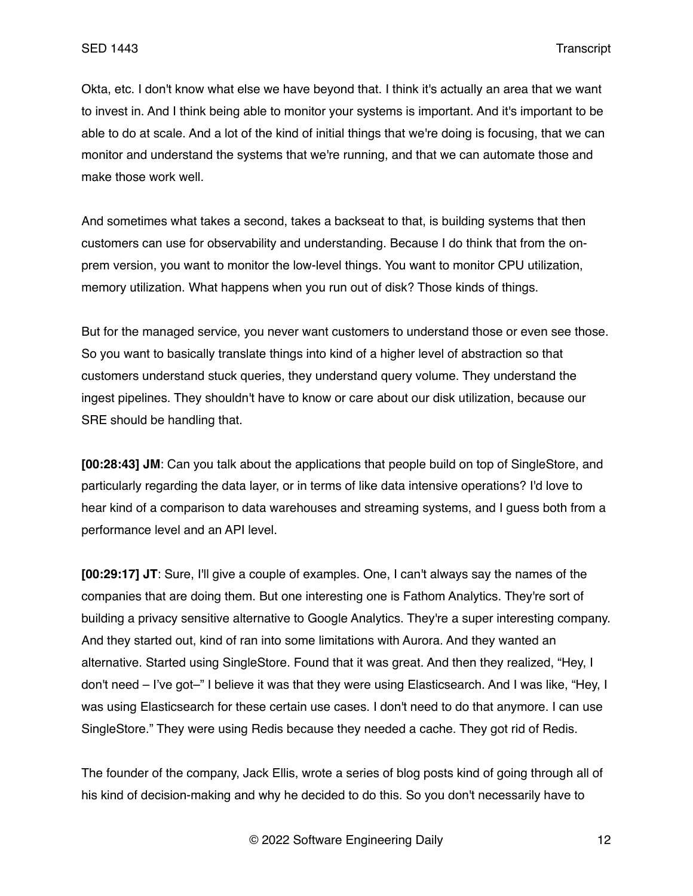Okta, etc. I don't know what else we have beyond that. I think it's actually an area that we want to invest in. And I think being able to monitor your systems is important. And it's important to be able to do at scale. And a lot of the kind of initial things that we're doing is focusing, that we can monitor and understand the systems that we're running, and that we can automate those and make those work well.

And sometimes what takes a second, takes a backseat to that, is building systems that then customers can use for observability and understanding. Because I do think that from the on-prem version, you want to monitor the low-level things. You want to monitor CPU utilization, memory utilization. What happens when you run out of disk? Those kinds of things.

But for the managed service, you never want customers to understand those or even see those. So you want to basically translate things into kind of a higher level of abstraction so that customers understand stuck queries, they understand query volume. They understand the ingest pipelines. They shouldn't have to know or care about our disk utilization, because our SRE should be handling that.

**[00:28:43] JM**: Can you talk about the applications that people build on top of SingleStore, and particularly regarding the data layer, or in terms of like data intensive operations? I'd love to hear kind of a comparison to data warehouses and streaming systems, and I guess both from a performance level and an API level.

**[00:29:17] JT**: Sure, I'll give a couple of examples. One, I can't always say the names of the companies that are doing them. But one interesting one is Fathom Analytics. They're sort of building a privacy sensitive alternative to Google Analytics. They're a super interesting company. And they started out, kind of ran into some limitations with Aurora. And they wanted an alternative. Started using SingleStore. Found that it was great. And then they realized, "Hey, I don't need – I've got–" I believe it was that they were using Elasticsearch. And I was like, "Hey, I was using Elasticsearch for these certain use cases. I don't need to do that anymore. I can use SingleStore." They were using Redis because they needed a cache. They got rid of Redis.

The founder of the company, Jack Ellis, wrote a series of blog posts kind of going through all of his kind of decision-making and why he decided to do this. So you don't necessarily have to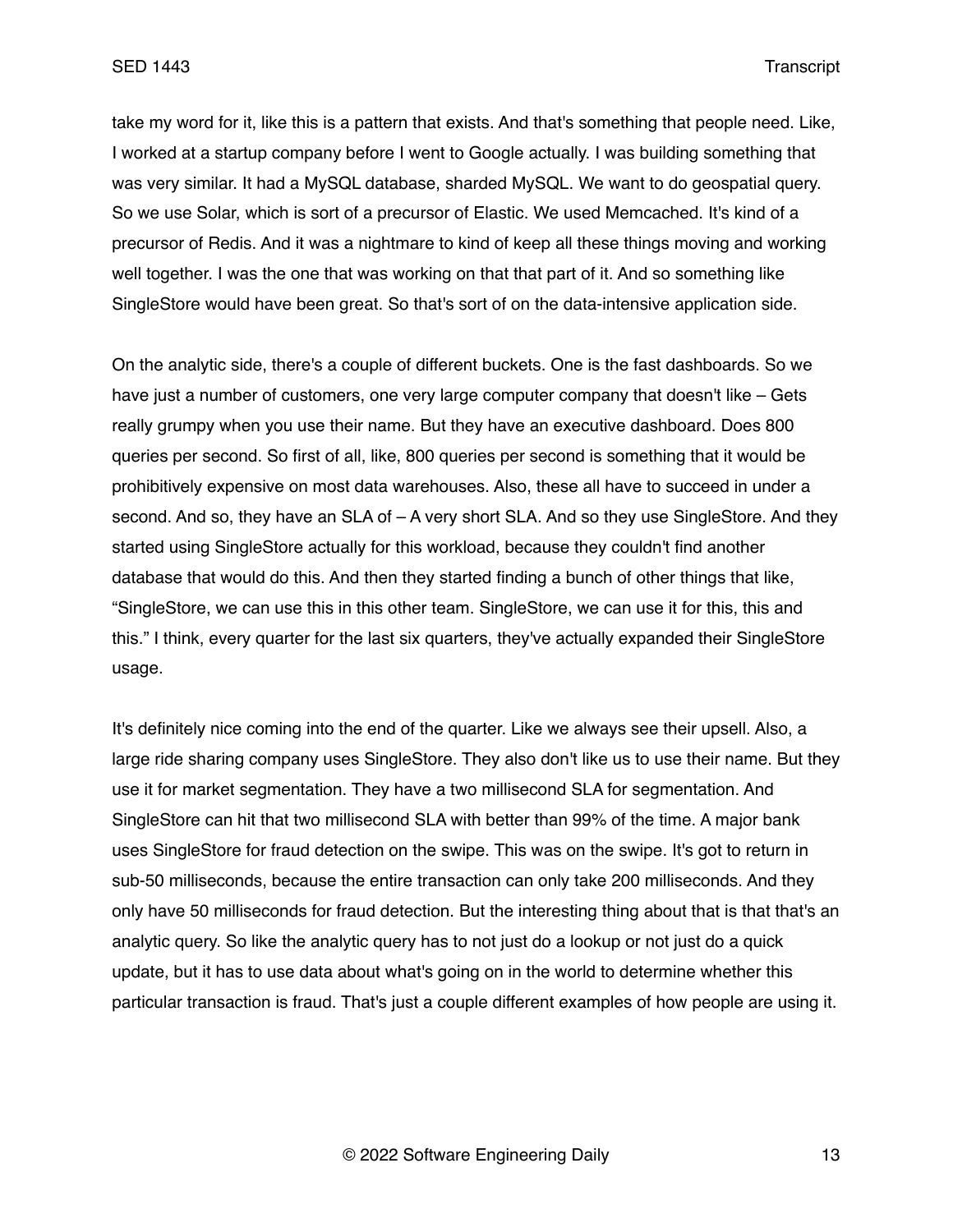take my word for it, like this is a pattern that exists. And that's something that people need. Like, I worked at a startup company before I went to Google actually. I was building something that was very similar. It had a MySQL database, sharded MySQL. We want to do geospatial query. So we use Solar, which is sort of a precursor of Elastic. We used Memcached. It's kind of a precursor of Redis. And it was a nightmare to kind of keep all these things moving and working well together. I was the one that was working on that that part of it. And so something like SingleStore would have been great. So that's sort of on the data-intensive application side.

On the analytic side, there's a couple of different buckets. One is the fast dashboards. So we have just a number of customers, one very large computer company that doesn't like – Gets really grumpy when you use their name. But they have an executive dashboard. Does 800 queries per second. So first of all, like, 800 queries per second is something that it would be prohibitively expensive on most data warehouses. Also, these all have to succeed in under a second. And so, they have an SLA of – A very short SLA. And so they use SingleStore. And they started using SingleStore actually for this workload, because they couldn't find another database that would do this. And then they started finding a bunch of other things that like, "SingleStore, we can use this in this other team. SingleStore, we can use it for this, this and this." I think, every quarter for the last six quarters, they've actually expanded their SingleStore usage.

It's definitely nice coming into the end of the quarter. Like we always see their upsell. Also, a large ride sharing company uses SingleStore. They also don't like us to use their name. But they use it for market segmentation. They have a two millisecond SLA for segmentation. And SingleStore can hit that two millisecond SLA with better than 99% of the time. A major bank uses SingleStore for fraud detection on the swipe. This was on the swipe. It's got to return in sub-50 milliseconds, because the entire transaction can only take 200 milliseconds. And they only have 50 milliseconds for fraud detection. But the interesting thing about that is that that's an analytic query. So like the analytic query has to not just do a lookup or not just do a quick update, but it has to use data about what's going on in the world to determine whether this particular transaction is fraud. That's just a couple different examples of how people are using it.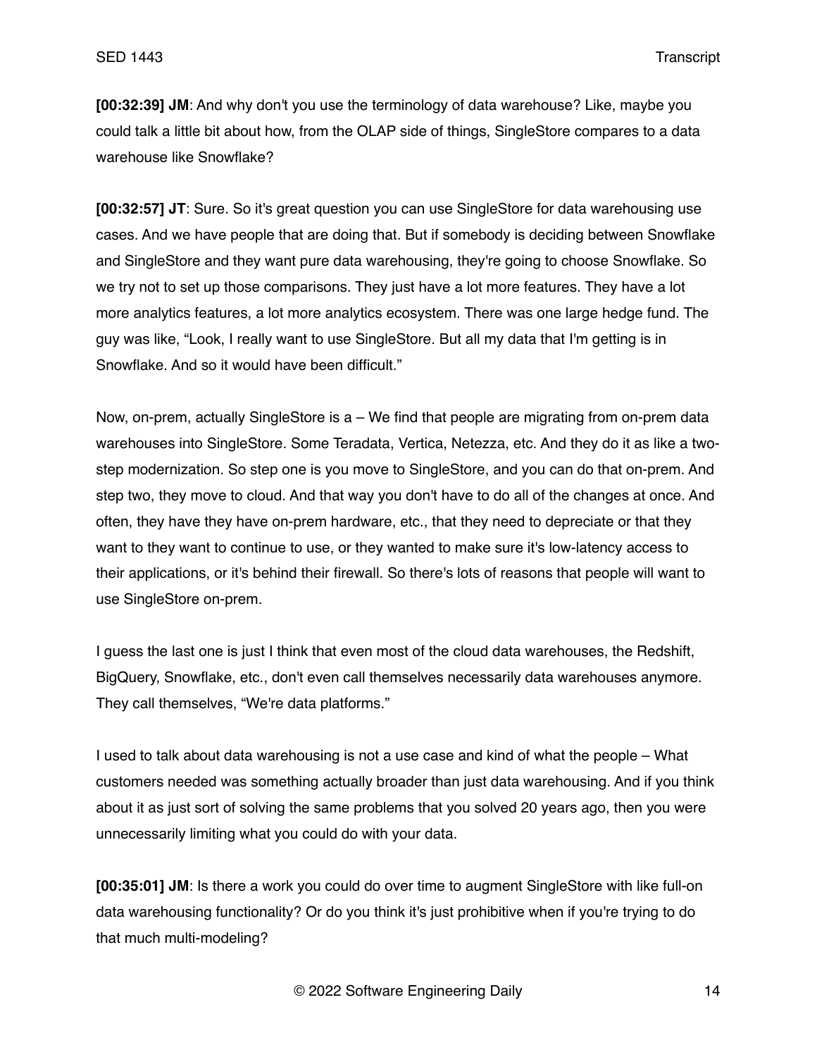**[00:32:39] JM**: And why don't you use the terminology of data warehouse? Like, maybe you could talk a little bit about how, from the OLAP side of things, SingleStore compares to a data warehouse like Snowflake?

**[00:32:57] JT**: Sure. So it's great question you can use SingleStore for data warehousing use cases. And we have people that are doing that. But if somebody is deciding between Snowflake and SingleStore and they want pure data warehousing, they're going to choose Snowflake. So we try not to set up those comparisons. They just have a lot more features. They have a lot more analytics features, a lot more analytics ecosystem. There was one large hedge fund. The guy was like, "Look, I really want to use SingleStore. But all my data that I'm getting is in Snowflake. And so it would have been difficult."

Now, on-prem, actually SingleStore is a – We find that people are migrating from on-prem data warehouses into SingleStore. Some Teradata, Vertica, Netezza, etc. And they do it as like a two-step modernization. So step one is you move to SingleStore, and you can do that on-prem. And step two, they move to cloud. And that way you don't have to do all of the changes at once. And often, they have they have on-prem hardware, etc., that they need to depreciate or that they want to they want to continue to use, or they wanted to make sure it's low-latency access to their applications, or it's behind their firewall. So there's lots of reasons that people will want to use SingleStore on-prem.

I guess the last one is just I think that even most of the cloud data warehouses, the Redshift, BigQuery, Snowflake, etc., don't even call themselves necessarily data warehouses anymore. They call themselves, "We're data platforms."

I used to talk about data warehousing is not a use case and kind of what the people – What customers needed was something actually broader than just data warehousing. And if you think about it as just sort of solving the same problems that you solved 20 years ago, then you were unnecessarily limiting what you could do with your data.

**[00:35:01] JM**: Is there a work you could do over time to augment SingleStore with like full-on data warehousing functionality? Or do you think it's just prohibitive when if you're trying to do that much multi-modeling?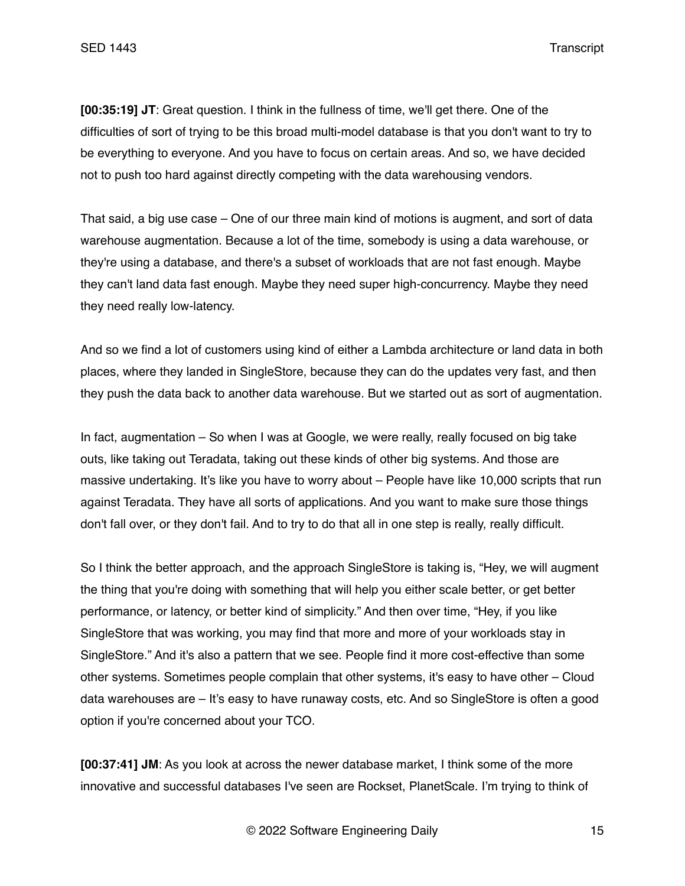**[00:35:19] JT**: Great question. I think in the fullness of time, we'll get there. One of the difficulties of sort of trying to be this broad multi-model database is that you don't want to try to be everything to everyone. And you have to focus on certain areas. And so, we have decided not to push too hard against directly competing with the data warehousing vendors.

That said, a big use case – One of our three main kind of motions is augment, and sort of data warehouse augmentation. Because a lot of the time, somebody is using a data warehouse, or they're using a database, and there's a subset of workloads that are not fast enough. Maybe they can't land data fast enough. Maybe they need super high-concurrency. Maybe they need they need really low-latency.

And so we find a lot of customers using kind of either a Lambda architecture or land data in both places, where they landed in SingleStore, because they can do the updates very fast, and then they push the data back to another data warehouse. But we started out as sort of augmentation.

In fact, augmentation – So when I was at Google, we were really, really focused on big take outs, like taking out Teradata, taking out these kinds of other big systems. And those are massive undertaking. It's like you have to worry about – People have like 10,000 scripts that run against Teradata. They have all sorts of applications. And you want to make sure those things don't fall over, or they don't fail. And to try to do that all in one step is really, really difficult.

So I think the better approach, and the approach SingleStore is taking is, "Hey, we will augment the thing that you're doing with something that will help you either scale better, or get better performance, or latency, or better kind of simplicity." And then over time, "Hey, if you like SingleStore that was working, you may find that more and more of your workloads stay in SingleStore." And it's also a pattern that we see. People find it more cost-effective than some other systems. Sometimes people complain that other systems, it's easy to have other – Cloud data warehouses are – It's easy to have runaway costs, etc. And so SingleStore is often a good option if you're concerned about your TCO.

**[00:37:41] JM**: As you look at across the newer database market, I think some of the more innovative and successful databases I've seen are Rockset, PlanetScale. I'm trying to think of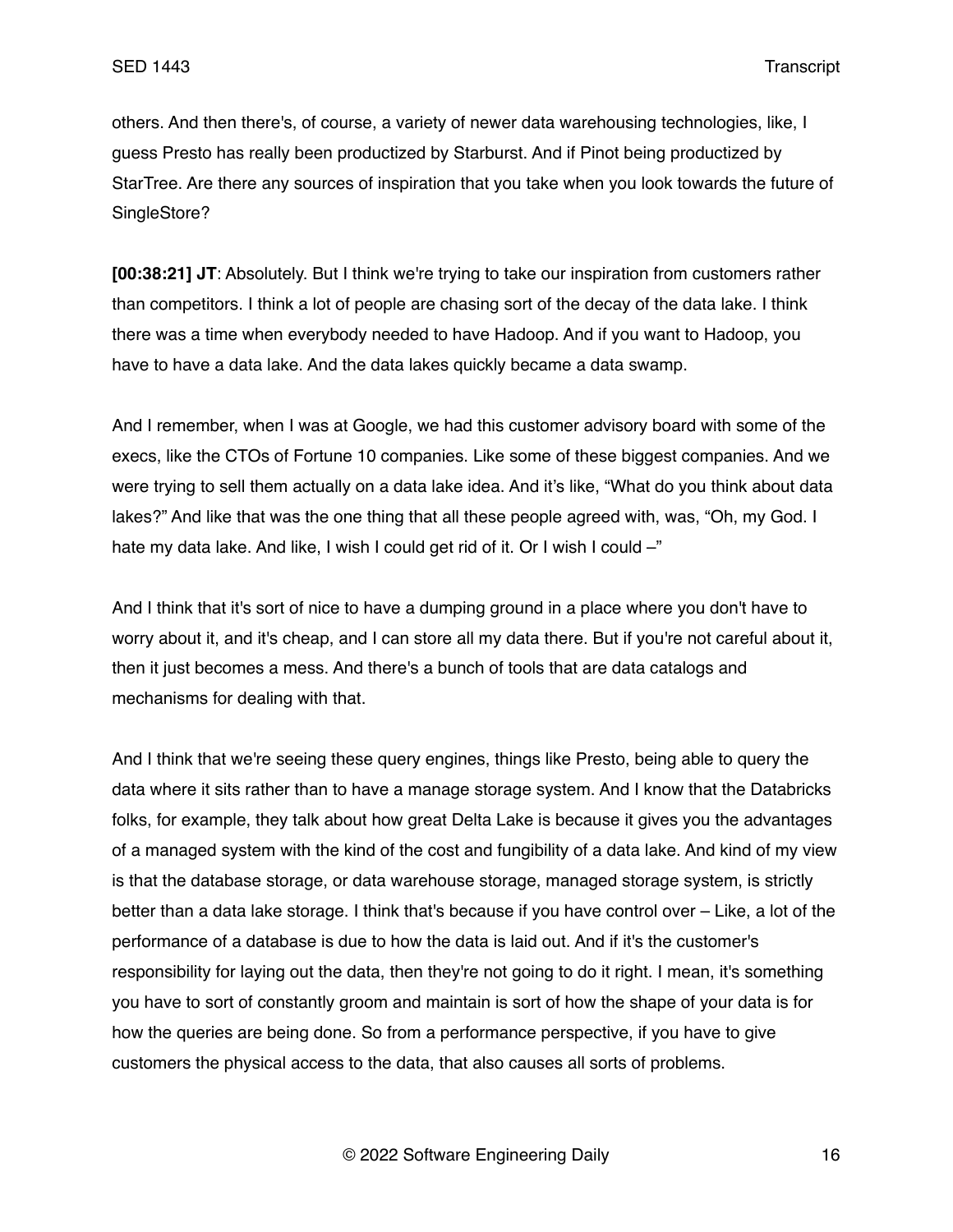others. And then there's, of course, a variety of newer data warehousing technologies, like, I guess Presto has really been productized by Starburst. And if Pinot being productized by StarTree. Are there any sources of inspiration that you take when you look towards the future of SingleStore?

**[00:38:21] JT**: Absolutely. But I think we're trying to take our inspiration from customers rather than competitors. I think a lot of people are chasing sort of the decay of the data lake. I think there was a time when everybody needed to have Hadoop. And if you want to Hadoop, you have to have a data lake. And the data lakes quickly became a data swamp.

And I remember, when I was at Google, we had this customer advisory board with some of the execs, like the CTOs of Fortune 10 companies. Like some of these biggest companies. And we were trying to sell them actually on a data lake idea. And it's like, "What do you think about data lakes?" And like that was the one thing that all these people agreed with, was, "Oh, my God. I hate my data lake. And like, I wish I could get rid of it. Or I wish I could –"

And I think that it's sort of nice to have a dumping ground in a place where you don't have to worry about it, and it's cheap, and I can store all my data there. But if you're not careful about it, then it just becomes a mess. And there's a bunch of tools that are data catalogs and mechanisms for dealing with that.

And I think that we're seeing these query engines, things like Presto, being able to query the data where it sits rather than to have a manage storage system. And I know that the Databricks folks, for example, they talk about how great Delta Lake is because it gives you the advantages of a managed system with the kind of the cost and fungibility of a data lake. And kind of my view is that the database storage, or data warehouse storage, managed storage system, is strictly better than a data lake storage. I think that's because if you have control over – Like, a lot of the performance of a database is due to how the data is laid out. And if it's the customer's responsibility for laying out the data, then they're not going to do it right. I mean, it's something you have to sort of constantly groom and maintain is sort of how the shape of your data is for how the queries are being done. So from a performance perspective, if you have to give customers the physical access to the data, that also causes all sorts of problems.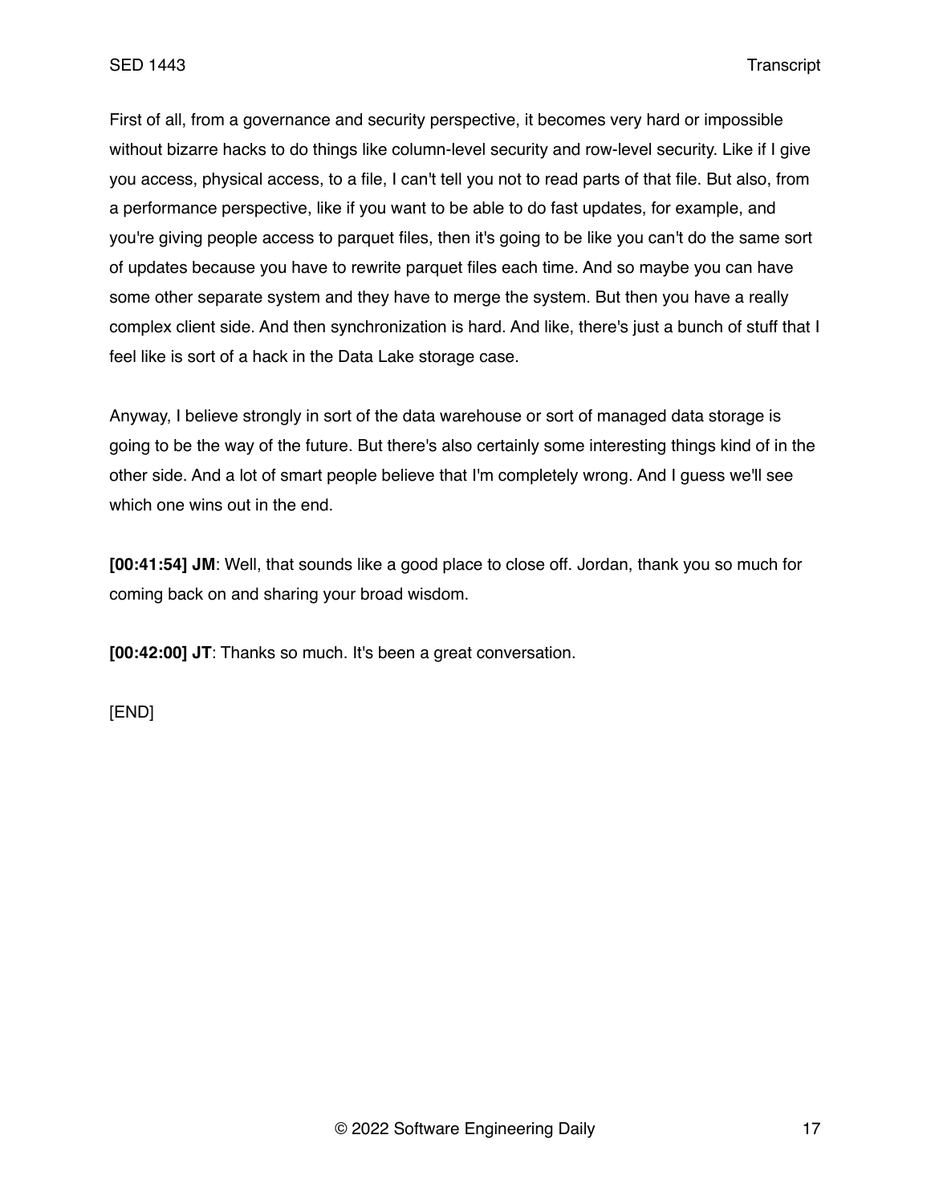First of all, from a governance and security perspective, it becomes very hard or impossible without bizarre hacks to do things like column-level security and row-level security. Like if I give you access, physical access, to a file, I can't tell you not to read parts of that file. But also, from a performance perspective, like if you want to be able to do fast updates, for example, and you're giving people access to parquet files, then it's going to be like you can't do the same sort of updates because you have to rewrite parquet files each time. And so maybe you can have some other separate system and they have to merge the system. But then you have a really complex client side. And then synchronization is hard. And like, there's just a bunch of stuff that I feel like is sort of a hack in the Data Lake storage case.

Anyway, I believe strongly in sort of the data warehouse or sort of managed data storage is going to be the way of the future. But there's also certainly some interesting things kind of in the other side. And a lot of smart people believe that I'm completely wrong. And I guess we'll see which one wins out in the end.

**[00:41:54] JM**: Well, that sounds like a good place to close off. Jordan, thank you so much for coming back on and sharing your broad wisdom.

**[00:42:00] JT**: Thanks so much. It's been a great conversation.

[END]